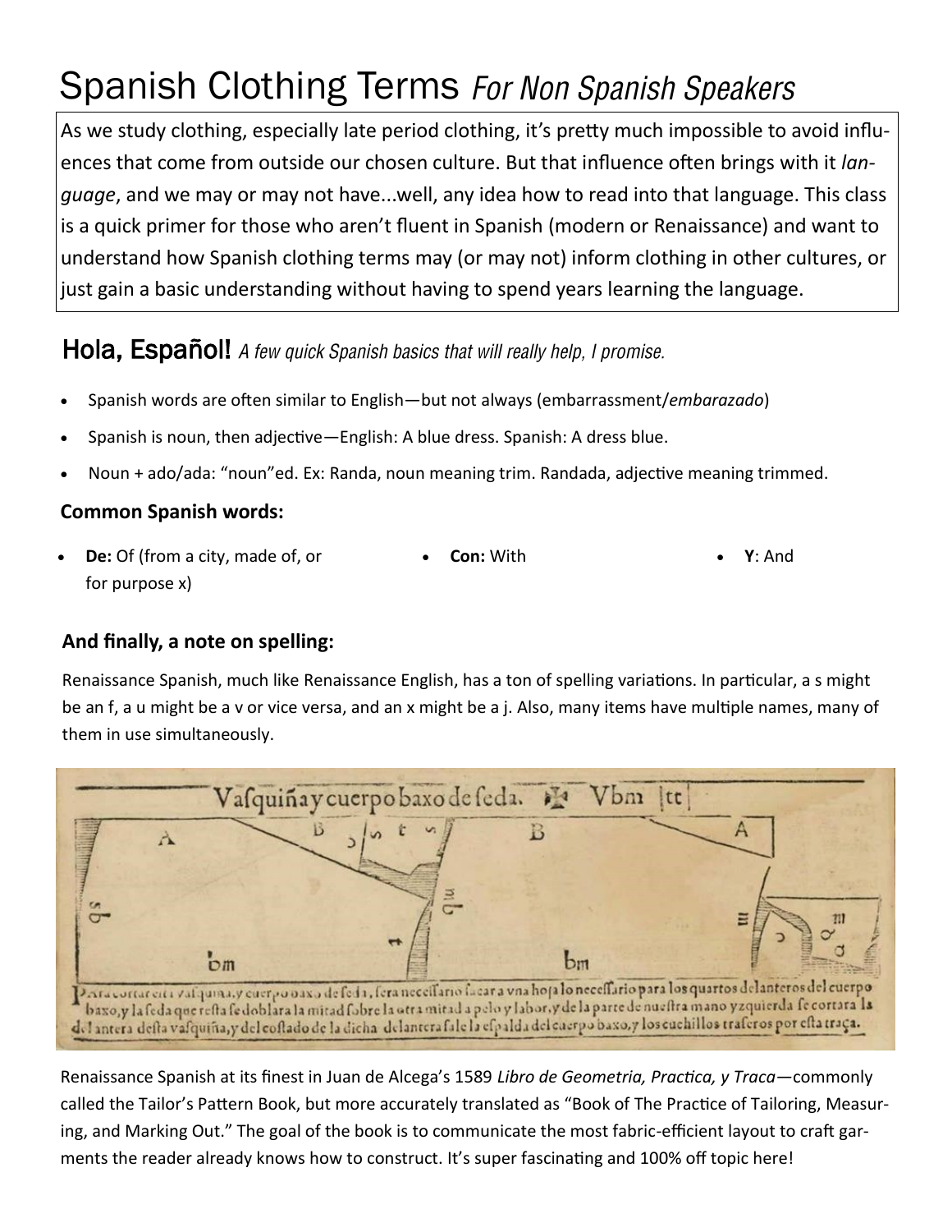# Spanish Clothing Terms *For Non Spanish Speakers*

As we study clothing, especially late period clothing, it's pretty much impossible to avoid influences that come from outside our chosen culture. But that influence often brings with it *language*, and we may or may not have...well, any idea how to read into that language. This class is a quick primer for those who aren't fluent in Spanish (modern or Renaissance) and want to understand how Spanish clothing terms may (or may not) inform clothing in other cultures, or just gain a basic understanding without having to spend years learning the language.

## Hola, Español! *A few quick Spanish basics that will really help, I promise.*

- Spanish words are often similar to English—but not always (embarrassment/*embarazado*)
- Spanish is noun, then adjective—English: A blue dress. Spanish: A dress blue.
- Noun + ado/ada: "noun"ed. Ex: Randa, noun meaning trim. Randada, adjective meaning trimmed.

### Common Spanish words:

- **De:** Of (from a city, made of, or for purpose x)
- **Con:** With
- **Y**: And

### And finally, a note on spelling:

Renaissance Spanish, much like Renaissance English, has a ton of spelling variations. In particular, a s might be an f, a u might be a v or vice versa, and an x might be a j. Also, many items have multiple names, many of them in use simultaneously.

Renaissance Spanish at its finest in Juan de Alcega's 1589 *Libro de Geometria, Practica, y Traca*—commonly called the Tailor's Pattern Book, but more accurately translated as "Book of The Practice of Tailoring, Measuring, and Marking Out." The goal of the book is to communicate the most fabric-efficient layout to craft garments the reader already knows how to construct. It's super fascinating and 100% off topic here!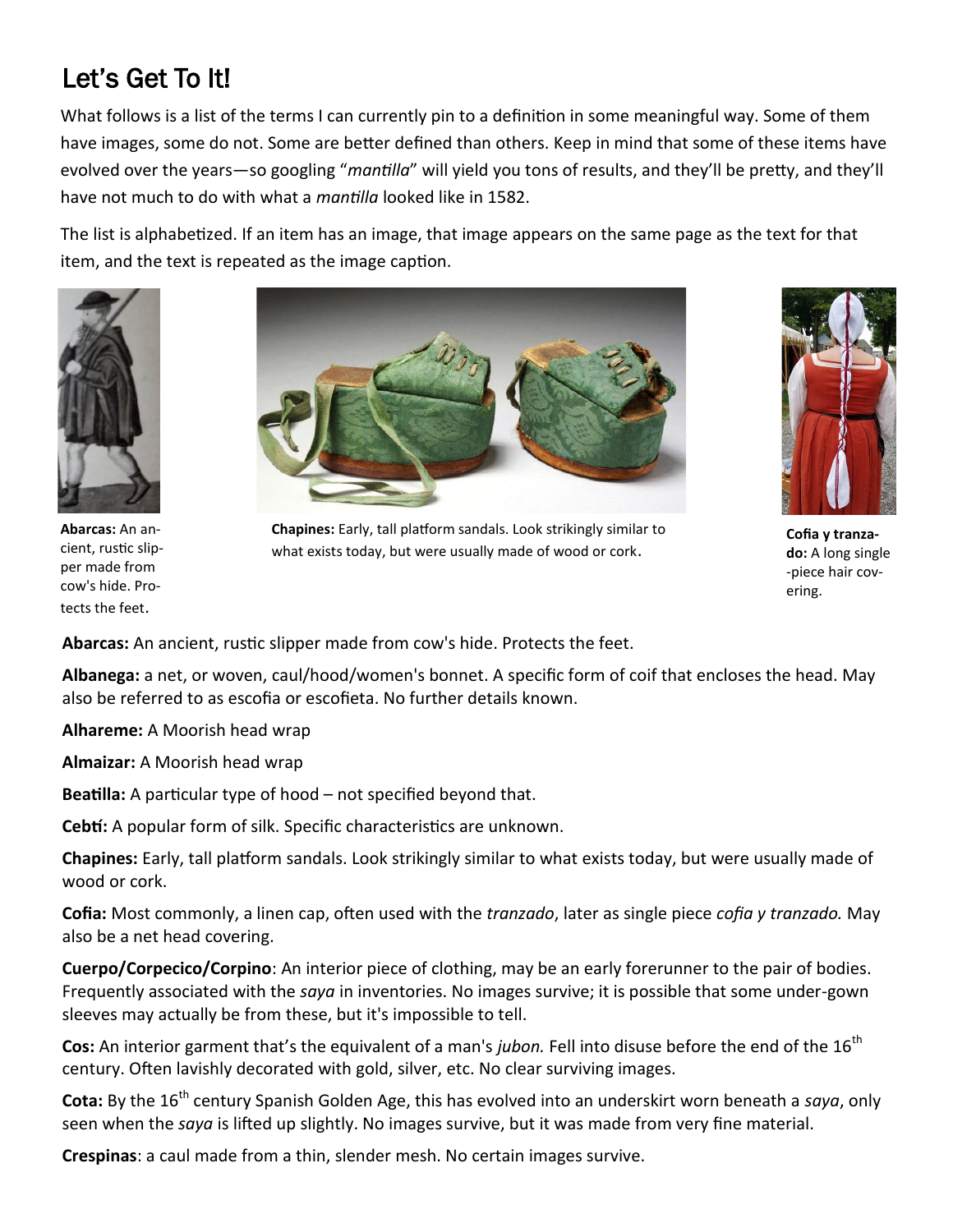## Let's Get To It!

What follows is a list of the terms I can currently pin to a definition in some meaningful way. Some of them have images, some do not. Some are better defined than others. Keep in mind that some of these items have evolved over the years—so googling "*mantilla*" will yield you tons of results, and they'll be pretty, and they'll have not much to do with what a *mantilla* looked like in 1582.

The list is alphabetized. If an item has an image, that image appears on the same page as the text for that item, and the text is repeated as the image caption.

**Abarcas:** An ancient, rustic slipper made from cow's hide. Protects the feet.

**Chapines:** Early, tall platform sandals. Look strikingly similar to what exists today, but were usually made of wood or cork.

**Cofia y tranzado:** A long single-piece hair covering.

**Abarcas:** An ancient, rustic slipper made from cow's hide. Protects the feet.

**Albanega:** a net, or woven, caul/hood/women's bonnet. A specific form of coif that encloses the head. May also be referred to as escofia or escofieta. No further details known.

**Alhareme:** A Moorish head wrap

**Almaizar:** A Moorish head wrap

**Beatilla:** A particular type of hood – not specified beyond that.

**Cebtí:** A popular form of silk. Specific characteristics are unknown.

**Chapines:** Early, tall platform sandals. Look strikingly similar to what exists today, but were usually made of wood or cork.

**Cofia:** Most commonly, a linen cap, often used with the *tranzado*, later as single piece *cofia y tranzado.* May also be a net head covering.

**Cuerpo/Corpecico/Corpino**: An interior piece of clothing, may be an early forerunner to the pair of bodies. Frequently associated with the *saya* in inventories. No images survive; it is possible that some under-gown sleeves may actually be from these, but it's impossible to tell.

**Cos:** An interior garment that's the equivalent of a man's *jubon.* Fell into disuse before the end of the 16th century. Often lavishly decorated with gold, silver, etc. No clear surviving images.

**Cota:** By the 16th century Spanish Golden Age, this has evolved into an underskirt worn beneath a *saya*, only seen when the *saya* is lifted up slightly. No images survive, but it was made from very fine material.

**Crespinas**: a caul made from a thin, slender mesh. No certain images survive.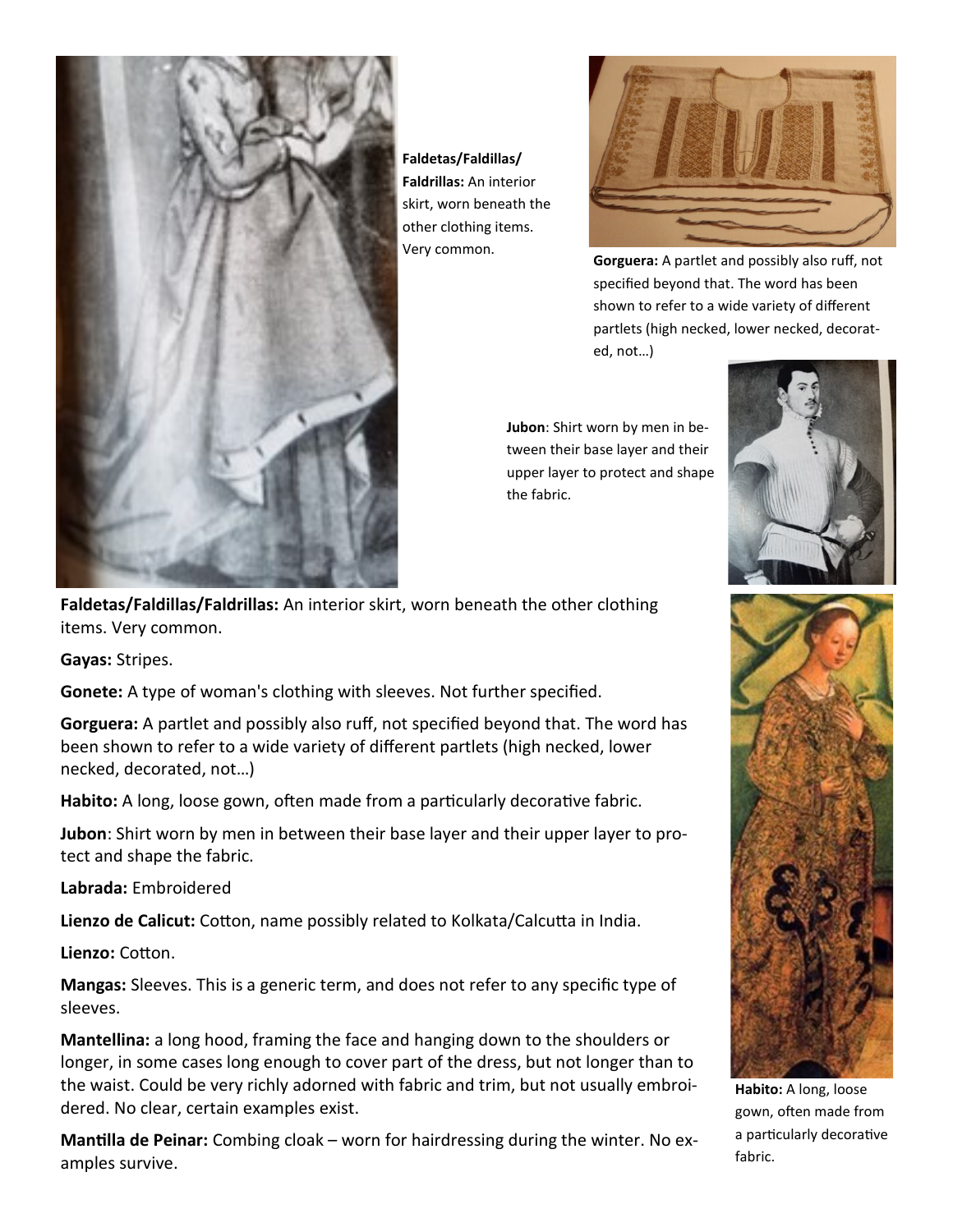**Faldetas/Faldillas/Faldrillas:** An interior skirt, worn beneath the other clothing items. Very common.

**Gorguera:** A partlet and possibly also ruff, not specified beyond that. The word has been shown to refer to a wide variety of different partlets (high necked, lower necked, decorated, not…)

**Jubon**: Shirt worn by men in between their base layer and their upper layer to protect and shape the fabric.

**Faldetas/Faldillas/Faldrillas:** An interior skirt, worn beneath the other clothing items. Very common.

**Gayas:** Stripes.

**Gonete:** A type of woman's clothing with sleeves. Not further specified.

**Gorguera:** A partlet and possibly also ruff, not specified beyond that. The word has been shown to refer to a wide variety of different partlets (high necked, lower necked, decorated, not…)

**Habito:** A long, loose gown, often made from a particularly decorative fabric.

**Jubon**: Shirt worn by men in between their base layer and their upper layer to protect and shape the fabric.

**Labrada:** Embroidered

**Lienzo de Calicut:** Cotton, name possibly related to Kolkata/Calcutta in India.

**Lienzo:** Cotton.

**Mangas:** Sleeves. This is a generic term, and does not refer to any specific type of sleeves.

**Mantellina:** a long hood, framing the face and hanging down to the shoulders or longer, in some cases long enough to cover part of the dress, but not longer than to the waist. Could be very richly adorned with fabric and trim, but not usually embroidered. No clear, certain examples exist.

**Mantilla de Peinar:** Combing cloak – worn for hairdressing during the winter. No examples survive.

**Habito:** A long, loose gown, often made from a particularly decorative fabric.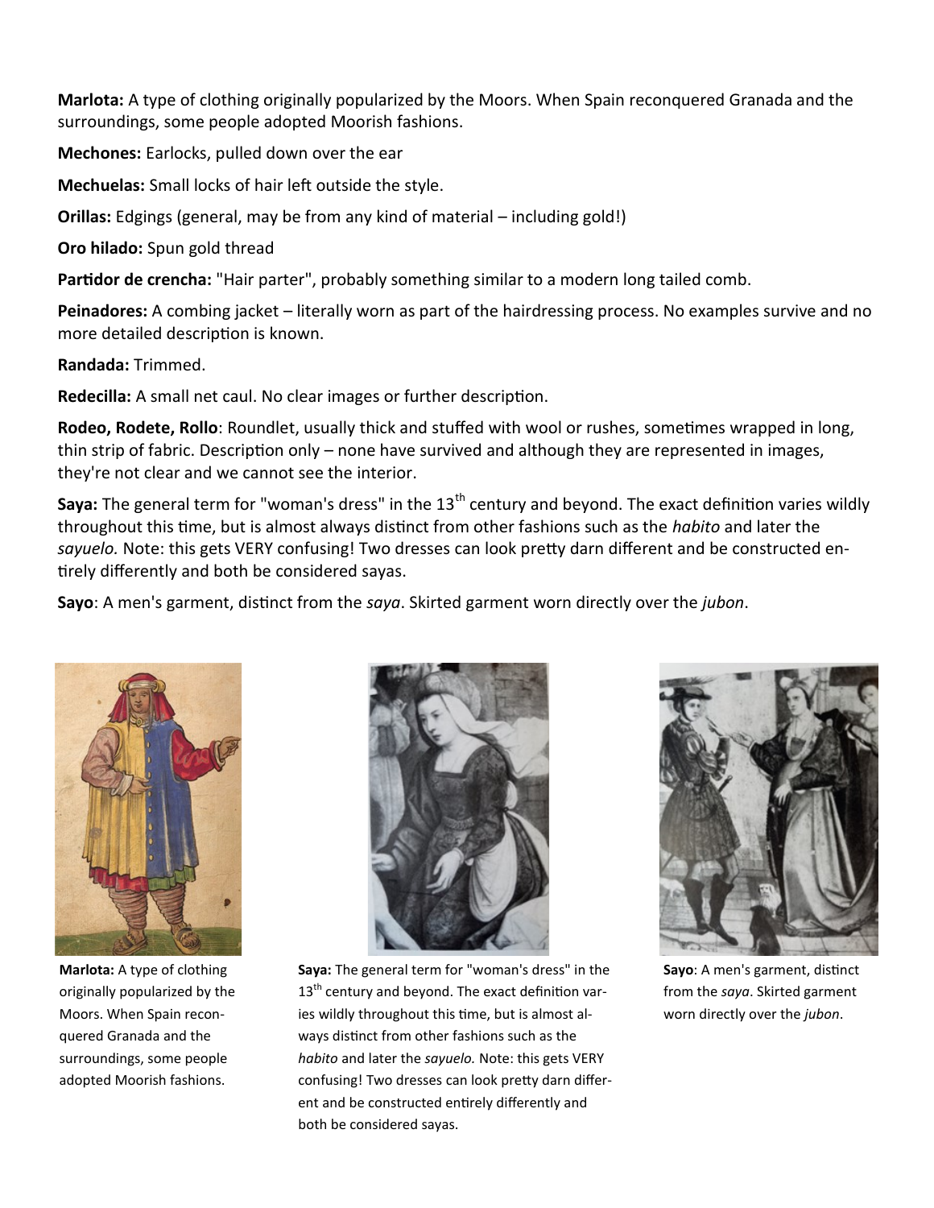**Marlota:** A type of clothing originally popularized by the Moors. When Spain reconquered Granada and the surroundings, some people adopted Moorish fashions.

**Mechones:** Earlocks, pulled down over the ear

**Mechuelas:** Small locks of hair left outside the style.

**Orillas:** Edgings (general, may be from any kind of material – including gold!)

**Oro hilado:** Spun gold thread

**Partidor de crencha:** "Hair parter", probably something similar to a modern long tailed comb.

**Peinadores:** A combing jacket – literally worn as part of the hairdressing process. No examples survive and no more detailed description is known.

**Randada:** Trimmed.

**Redecilla:** A small net caul. No clear images or further description.

**Rodeo, Rodete, Rollo**: Roundlet, usually thick and stuffed with wool or rushes, sometimes wrapped in long, thin strip of fabric. Description only – none have survived and although they are represented in images, they're not clear and we cannot see the interior.

**Saya:** The general term for "woman's dress" in the 13th century and beyond. The exact definition varies wildly throughout this time, but is almost always distinct from other fashions such as the *habito* and later the *sayuelo.* Note: this gets VERY confusing! Two dresses can look pretty darn different and be constructed entirely differently and both be considered sayas.

**Sayo**: A men's garment, distinct from the *saya*. Skirted garment worn directly over the *jubon*.

**Marlota:** A type of clothing originally popularized by the Moors. When Spain reconquered Granada and the surroundings, some people adopted Moorish fashions.

**Saya:** The general term for "woman's dress" in the 13th century and beyond. The exact definition varies wildly throughout this time, but is almost always distinct from other fashions such as the *habito* and later the *sayuelo.* Note: this gets VERY confusing! Two dresses can look pretty darn different and be constructed entirely differently and both be considered sayas.

**Sayo**: A men's garment, distinct from the *saya*. Skirted garment worn directly over the *jubon*.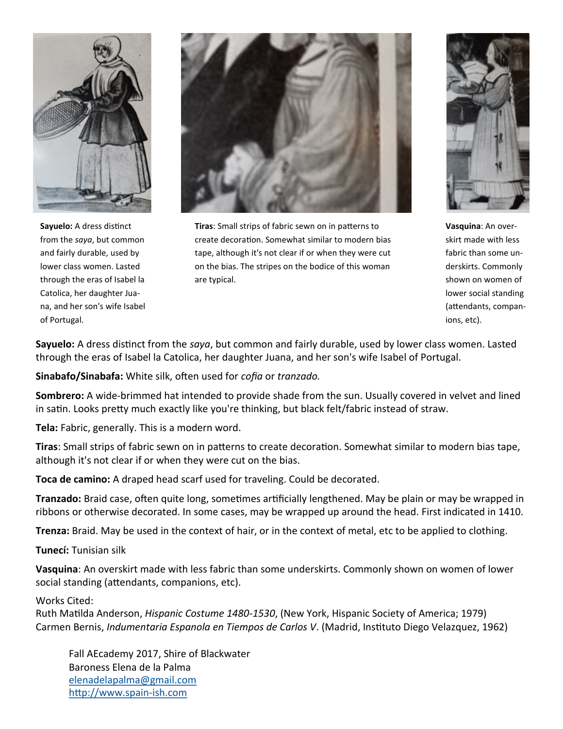**Sayuelo:** A dress distinct from the *saya*, but common and fairly durable, used by lower class women. Lasted through the eras of Isabel la Catolica, her daughter Juana, and her son's wife Isabel of Portugal.

**Tiras**: Small strips of fabric sewn on in patterns to create decoration. Somewhat similar to modern bias tape, although it's not clear if or when they were cut on the bias. The stripes on the bodice of this woman are typical.

**Vasquina**: An overskirt made with less fabric than some underskirts. Commonly shown on women of lower social standing (attendants, companions, etc).

**Sayuelo:** A dress distinct from the *saya*, but common and fairly durable, used by lower class women. Lasted through the eras of Isabel la Catolica, her daughter Juana, and her son's wife Isabel of Portugal.

**Sinabafo/Sinabafa:** White silk, often used for *cofia* or *tranzado.*

**Sombrero:** A wide-brimmed hat intended to provide shade from the sun. Usually covered in velvet and lined in satin. Looks pretty much exactly like you're thinking, but black felt/fabric instead of straw.

**Tela:** Fabric, generally. This is a modern word.

**Tiras**: Small strips of fabric sewn on in patterns to create decoration. Somewhat similar to modern bias tape, although it's not clear if or when they were cut on the bias.

**Toca de camino:** A draped head scarf used for traveling. Could be decorated.

**Tranzado:** Braid case, often quite long, sometimes artificially lengthened. May be plain or may be wrapped in ribbons or otherwise decorated. In some cases, may be wrapped up around the head. First indicated in 1410.

**Trenza:** Braid. May be used in the context of hair, or in the context of metal, etc to be applied to clothing.

**Tunecí:** Tunisian silk

**Vasquina**: An overskirt made with less fabric than some underskirts. Commonly shown on women of lower social standing (attendants, companions, etc).

Works Cited:
Ruth Matilda Anderson, *Hispanic Costume 1480-1530*, (New York, Hispanic Society of America; 1979)
Carmen Bernis, *Indumentaria Espanola en Tiempos de Carlos V*. (Madrid, Instituto Diego Velazquez, 1962)

Fall AEcademy 2017, Shire of Blackwater
Baroness Elena de la Palma
elenadelapalma@gmail.com
http://www.spain-ish.com